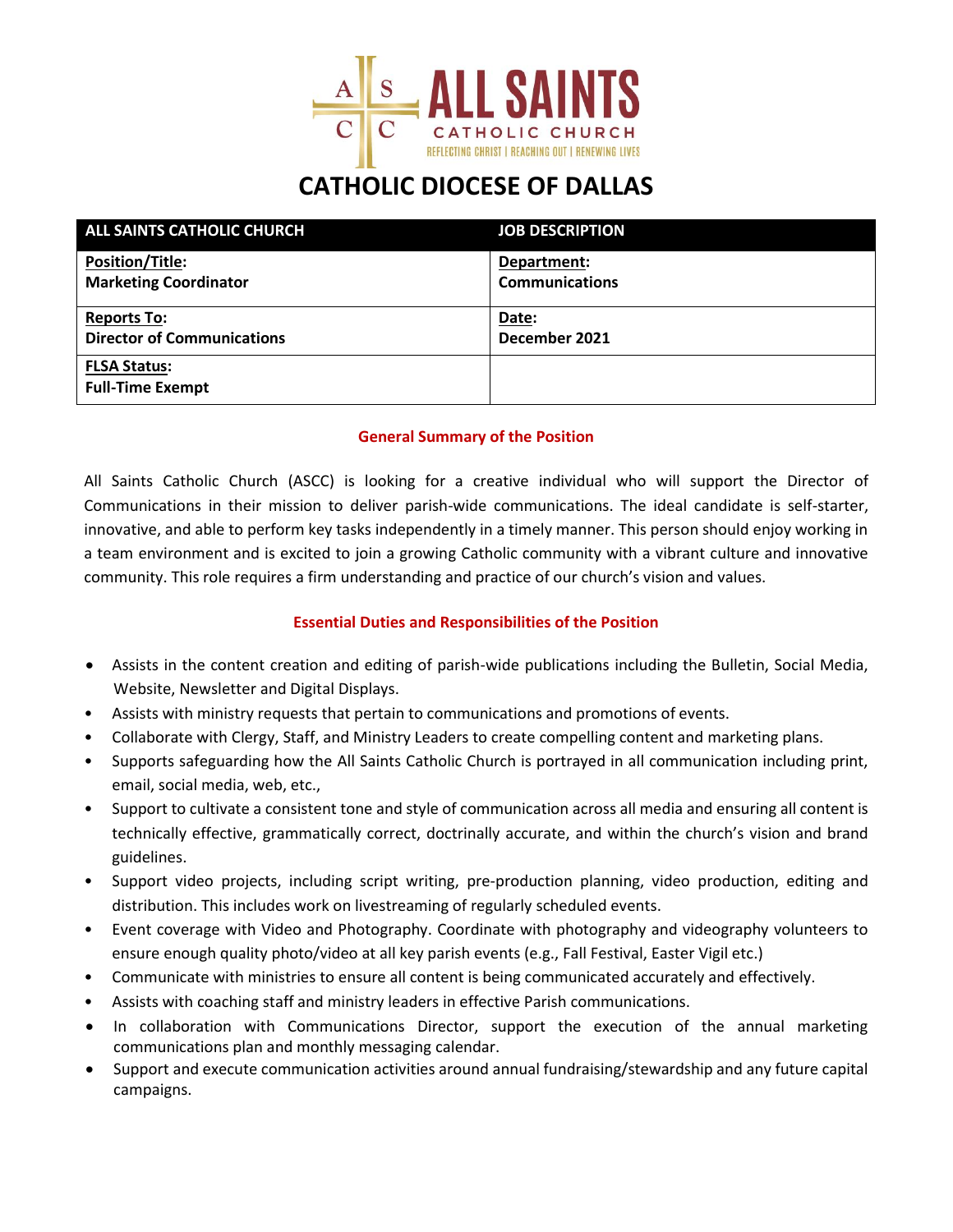ALL SAINTS CATHOLIC CHURCH

REFLECTING CHRIST | REACHING OUT | RENEWING LIVES

# CATHOLIC DIOCESE OF DALLAS

| ALL SAINTS CATHOLIC CHURCH | JOB DESCRIPTION |
|---|---|
| **Position/Title:** **Marketing Coordinator** | **Department:** **Communications** |
| **Reports To:** **Director of Communications** | **Date:** **December 2021** |
| **FLSA Status:** **Full-Time Exempt** | |

## General Summary of the Position

All Saints Catholic Church (ASCC) is looking for a creative individual who will support the Director of Communications in their mission to deliver parish-wide communications. The ideal candidate is self-starter, innovative, and able to perform key tasks independently in a timely manner. This person should enjoy working in a team environment and is excited to join a growing Catholic community with a vibrant culture and innovative community. This role requires a firm understanding and practice of our church's vision and values.

## Essential Duties and Responsibilities of the Position

- Assists in the content creation and editing of parish-wide publications including the Bulletin, Social Media, Website, Newsletter and Digital Displays.
- Assists with ministry requests that pertain to communications and promotions of events.
- Collaborate with Clergy, Staff, and Ministry Leaders to create compelling content and marketing plans.
- Supports safeguarding how the All Saints Catholic Church is portrayed in all communication including print, email, social media, web, etc.,
- Support to cultivate a consistent tone and style of communication across all media and ensuring all content is technically effective, grammatically correct, doctrinally accurate, and within the church's vision and brand guidelines.
- Support video projects, including script writing, pre-production planning, video production, editing and distribution. This includes work on livestreaming of regularly scheduled events.
- Event coverage with Video and Photography. Coordinate with photography and videography volunteers to ensure enough quality photo/video at all key parish events (e.g., Fall Festival, Easter Vigil etc.)
- Communicate with ministries to ensure all content is being communicated accurately and effectively.
- Assists with coaching staff and ministry leaders in effective Parish communications.
- In collaboration with Communications Director, support the execution of the annual marketing communications plan and monthly messaging calendar.
- Support and execute communication activities around annual fundraising/stewardship and any future capital campaigns.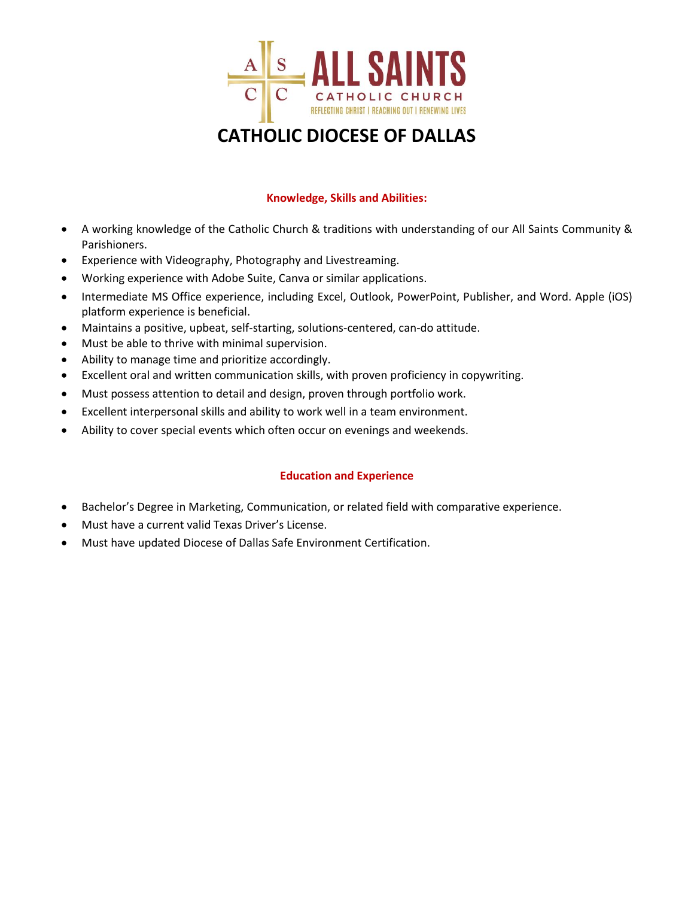# CATHOLIC DIOCESE OF DALLAS

## Knowledge, Skills and Abilities:

- A working knowledge of the Catholic Church & traditions with understanding of our All Saints Community & Parishioners.
- Experience with Videography, Photography and Livestreaming.
- Working experience with Adobe Suite, Canva or similar applications.
- Intermediate MS Office experience, including Excel, Outlook, PowerPoint, Publisher, and Word. Apple (iOS) platform experience is beneficial.
- Maintains a positive, upbeat, self-starting, solutions-centered, can-do attitude.
- Must be able to thrive with minimal supervision.
- Ability to manage time and prioritize accordingly.
- Excellent oral and written communication skills, with proven proficiency in copywriting.
- Must possess attention to detail and design, proven through portfolio work.
- Excellent interpersonal skills and ability to work well in a team environment.
- Ability to cover special events which often occur on evenings and weekends.

## Education and Experience

- Bachelor's Degree in Marketing, Communication, or related field with comparative experience.
- Must have a current valid Texas Driver's License.
- Must have updated Diocese of Dallas Safe Environment Certification.